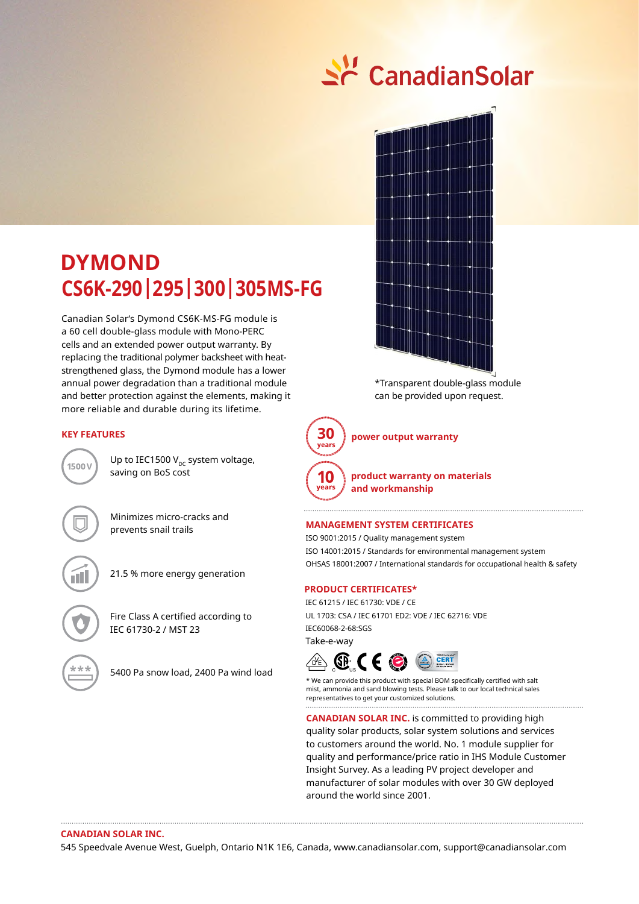CanadianSolar

# DYMOND
## CS6K-290|295|300|305MS-FG

Canadian Solar's Dymond CS6K-MS-FG module is a 60 cell double-glass module with Mono-PERC cells and an extended power output warranty. By replacing the traditional polymer backsheet with heat-strengthened glass, the Dymond module has a lower annual power degradation than a traditional module and better protection against the elements, making it more reliable and durable during its lifetime.

*Transparent double-glass module can be provided upon request.

### KEY FEATURES

1500 V — Up to IEC1500 $V_{DC}$ system voltage, saving on BoS cost

Minimizes micro-cracks and prevents snail trails

21.5 % more energy generation

Fire Class A certified according to IEC 61730-2 / MST 23

5400 Pa snow load, 2400 Pa wind load

**30 years** power output warranty

**10 years** product warranty on materials and workmanship

### MANAGEMENT SYSTEM CERTIFICATES

ISO 9001:2015 / Quality management system
ISO 14001:2015 / Standards for environmental management system
OHSAS 18001:2007 / International standards for occupational health & safety

### PRODUCT CERTIFICATES*

IEC 61215 / IEC 61730: VDE / CE
UL 1703: CSA / IEC 61701 ED2: VDE / IEC 62716: VDE
IEC60068-2-68:SGS
Take-e-way

* We can provide this product with special BOM specifically certified with salt mist, ammonia and sand blowing tests. Please talk to our local technical sales representatives to get your customized solutions.

**CANADIAN SOLAR INC.** is committed to providing high quality solar products, solar system solutions and services to customers around the world. No. 1 module supplier for quality and performance/price ratio in IHS Module Customer Insight Survey. As a leading PV project developer and manufacturer of solar modules with over 30 GW deployed around the world since 2001.

**CANADIAN SOLAR INC.**
545 Speedvale Avenue West, Guelph, Ontario N1K 1E6, Canada, www.canadiansolar.com, support@canadiansolar.com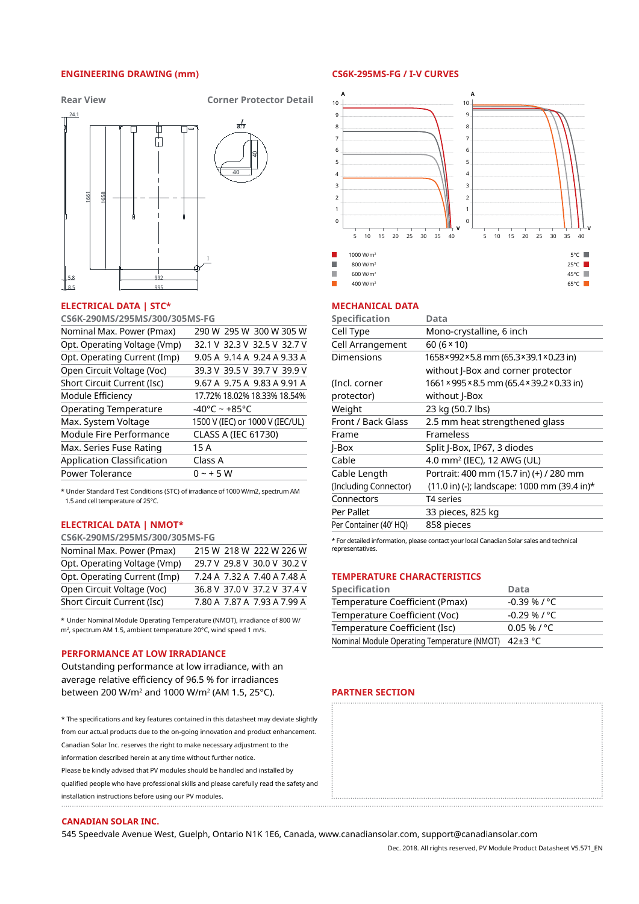## ENGINEERING DRAWING (mm)

Rear View

Corner Protector Detail

24.1

1661

1658

5.8

8.5

992

995

8.7

40

40

## CS6K-295MS-FG / I-V CURVES

A

10
9
8
7
6
5
4
3
2
1
0

5 10 15 20 25 30 35 40 V

A

10
9
8
7
6
5
4
3
2
1
0

5 10 15 20 25 30 35 40 V

1000 W/m²
800 W/m²
600 W/m²
400 W/m²

5°C
25°C
45°C
65°C

## ELECTRICAL DATA | STC*

CS6K-290MS/295MS/300/305MS-FG

| | | | | |
|---|---|---|---|---|
| Nominal Max. Power (Pmax) | 290 W | 295 W | 300 W | 305 W |
| Opt. Operating Voltage (Vmp) | 32.1 V | 32.3 V | 32.5 V | 32.7 V |
| Opt. Operating Current (Imp) | 9.05 A | 9.14 A | 9.24 A | 9.33 A |
| Open Circuit Voltage (Voc) | 39.3 V | 39.5 V | 39.7 V | 39.9 V |
| Short Circuit Current (Isc) | 9.67 A | 9.75 A | 9.83 A | 9.91 A |
| Module Efficiency | 17.72% | 18.02% | 18.33% | 18.54% |
| Operating Temperature | -40°C ~ +85°C | | | |
| Max. System Voltage | 1500 V (IEC) or 1000 V (IEC/UL) | | | |
| Module Fire Performance | CLASS A (IEC 61730) | | | |
| Max. Series Fuse Rating | 15 A | | | |
| Application Classification | Class A | | | |
| Power Tolerance | 0 ~ + 5 W | | | |

* Under Standard Test Conditions (STC) of irradiance of 1000 W/m2, spectrum AM 1.5 and cell temperature of 25°C.

## ELECTRICAL DATA | NMOT*

CS6K-290MS/295MS/300/305MS-FG

| | | | | |
|---|---|---|---|---|
| Nominal Max. Power (Pmax) | 215 W | 218 W | 222 W | 226 W |
| Opt. Operating Voltage (Vmp) | 29.7 V | 29.8 V | 30.0 V | 30.2 V |
| Opt. Operating Current (Imp) | 7.24 A | 7.32 A | 7.40 A | 7.48 A |
| Open Circuit Voltage (Voc) | 36.8 V | 37.0 V | 37.2 V | 37.4 V |
| Short Circuit Current (Isc) | 7.80 A | 7.87 A | 7.93 A | 7.99 A |

* Under Nominal Module Operating Temperature (NMOT), irradiance of 800 W/m², spectrum AM 1.5, ambient temperature 20°C, wind speed 1 m/s.

## PERFORMANCE AT LOW IRRADIANCE

Outstanding performance at low irradiance, with an average relative efficiency of 96.5 % for irradiances between 200 W/m² and 1000 W/m² (AM 1.5, 25°C).

* The specifications and key features contained in this datasheet may deviate slightly from our actual products due to the on-going innovation and product enhancement. Canadian Solar Inc. reserves the right to make necessary adjustment to the information described herein at any time without further notice.
Please be kindly advised that PV modules should be handled and installed by qualified people who have professional skills and please carefully read the safety and installation instructions before using our PV modules.

## MECHANICAL DATA

| Specification | Data |
|---|---|
| Cell Type | Mono-crystalline, 6 inch |
| Cell Arrangement | 60 (6 × 10) |
| Dimensions | 1658×992×5.8 mm (65.3×39.1×0.23 in) without J-Box and corner protector |
| (Incl. corner protector) | 1661×995×8.5 mm (65.4×39.2×0.33 in) without J-Box |
| Weight | 23 kg (50.7 lbs) |
| Front / Back Glass | 2.5 mm heat strengthened glass |
| Frame | Frameless |
| J-Box | Split J-Box, IP67, 3 diodes |
| Cable | 4.0 mm² (IEC), 12 AWG (UL) |
| Cable Length (Including Connector) | Portrait: 400 mm (15.7 in) (+) / 280 mm (11.0 in) (-); landscape: 1000 mm (39.4 in)* |
| Connectors | T4 series |
| Per Pallet | 33 pieces, 825 kg |
| Per Container (40' HQ) | 858 pieces |

* For detailed information, please contact your local Canadian Solar sales and technical representatives.

## TEMPERATURE CHARACTERISTICS

| Specification | Data |
|---|---|
| Temperature Coefficient (Pmax) | -0.39 % / °C |
| Temperature Coefficient (Voc) | -0.29 % / °C |
| Temperature Coefficient (Isc) | 0.05 % / °C |
| Nominal Module Operating Temperature (NMOT) | 42±3 °C |

## PARTNER SECTION

## CANADIAN SOLAR INC.

545 Speedvale Avenue West, Guelph, Ontario N1K 1E6, Canada, www.canadiansolar.com, support@canadiansolar.com

Dec. 2018. All rights reserved, PV Module Product Datasheet V5.571_EN